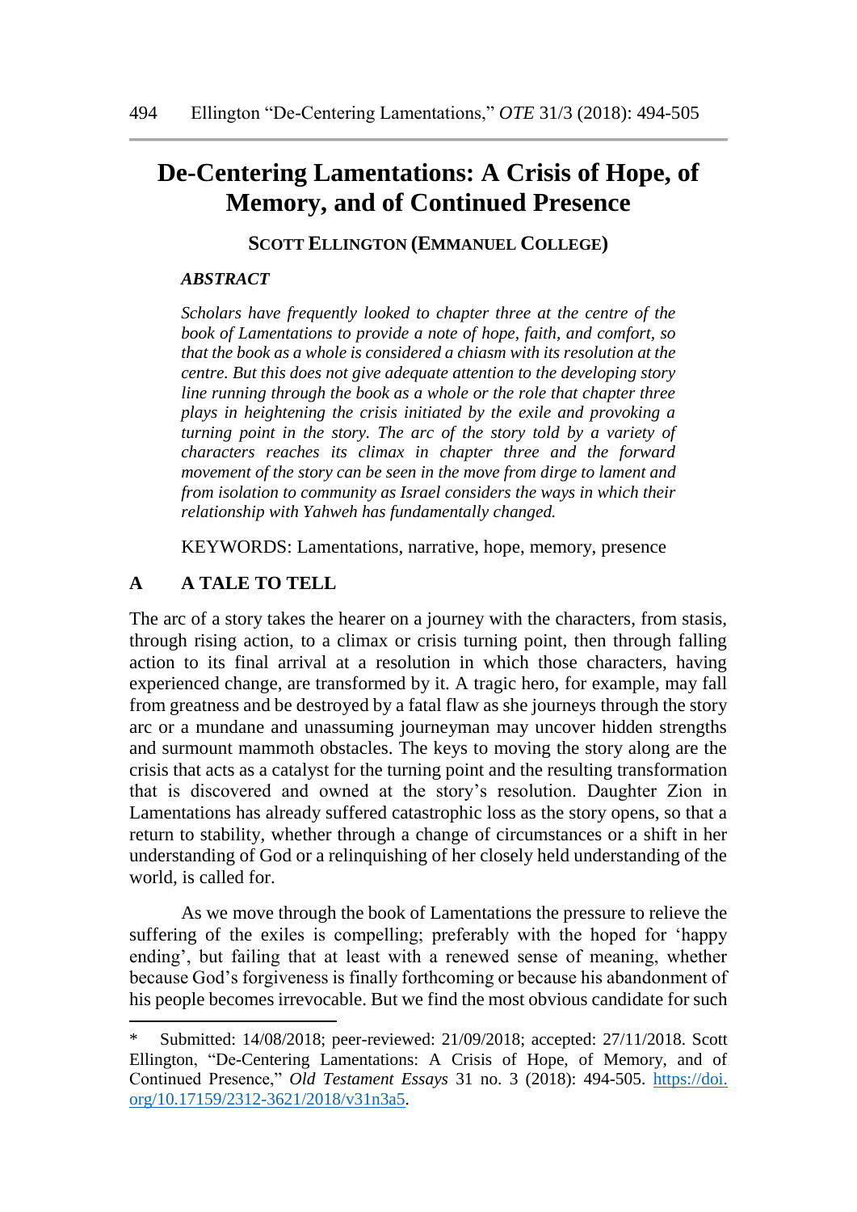# De-Centering Lamentations: A Crisis of Hope, of Memory, and of Continued Presence

**SCOTT ELLINGTON (EMMANUEL COLLEGE)**

***ABSTRACT***

*Scholars have frequently looked to chapter three at the centre of the book of Lamentations to provide a note of hope, faith, and comfort, so that the book as a whole is considered a chiasm with its resolution at the centre. But this does not give adequate attention to the developing story line running through the book as a whole or the role that chapter three plays in heightening the crisis initiated by the exile and provoking a turning point in the story. The arc of the story told by a variety of characters reaches its climax in chapter three and the forward movement of the story can be seen in the move from dirge to lament and from isolation to community as Israel considers the ways in which their relationship with Yahweh has fundamentally changed.*

KEYWORDS: Lamentations, narrative, hope, memory, presence

## A A TALE TO TELL

The arc of a story takes the hearer on a journey with the characters, from stasis, through rising action, to a climax or crisis turning point, then through falling action to its final arrival at a resolution in which those characters, having experienced change, are transformed by it. A tragic hero, for example, may fall from greatness and be destroyed by a fatal flaw as she journeys through the story arc or a mundane and unassuming journeyman may uncover hidden strengths and surmount mammoth obstacles. The keys to moving the story along are the crisis that acts as a catalyst for the turning point and the resulting transformation that is discovered and owned at the story's resolution. Daughter Zion in Lamentations has already suffered catastrophic loss as the story opens, so that a return to stability, whether through a change of circumstances or a shift in her understanding of God or a relinquishing of her closely held understanding of the world, is called for.

As we move through the book of Lamentations the pressure to relieve the suffering of the exiles is compelling; preferably with the hoped for 'happy ending', but failing that at least with a renewed sense of meaning, whether because God's forgiveness is finally forthcoming or because his abandonment of his people becomes irrevocable. But we find the most obvious candidate for such

---

\* Submitted: 14/08/2018; peer-reviewed: 21/09/2018; accepted: 27/11/2018. Scott Ellington, "De-Centering Lamentations: A Crisis of Hope, of Memory, and of Continued Presence," *Old Testament Essays* 31 no. 3 (2018): 494-505. https://doi.org/10.17159/2312-3621/2018/v31n3a5.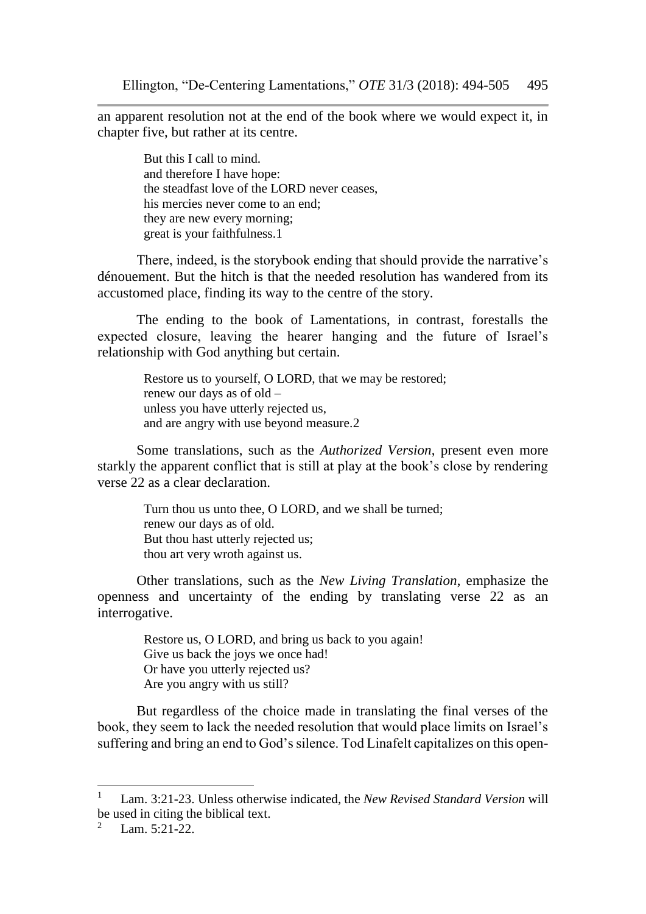an apparent resolution not at the end of the book where we would expect it, in chapter five, but rather at its centre.

> But this I call to mind.
> and therefore I have hope:
> the steadfast love of the LORD never ceases,
> his mercies never come to an end;
> they are new every morning;
> great is your faithfulness.1

There, indeed, is the storybook ending that should provide the narrative's dénouement. But the hitch is that the needed resolution has wandered from its accustomed place, finding its way to the centre of the story.

The ending to the book of Lamentations, in contrast, forestalls the expected closure, leaving the hearer hanging and the future of Israel's relationship with God anything but certain.

> Restore us to yourself, O LORD, that we may be restored;
> renew our days as of old –
> unless you have utterly rejected us,
> and are angry with use beyond measure.2

Some translations, such as the *Authorized Version*, present even more starkly the apparent conflict that is still at play at the book's close by rendering verse 22 as a clear declaration.

> Turn thou us unto thee, O LORD, and we shall be turned;
> renew our days as of old.
> But thou hast utterly rejected us;
> thou art very wroth against us.

Other translations, such as the *New Living Translation*, emphasize the openness and uncertainty of the ending by translating verse 22 as an interrogative.

> Restore us, O LORD, and bring us back to you again!
> Give us back the joys we once had!
> Or have you utterly rejected us?
> Are you angry with us still?

But regardless of the choice made in translating the final verses of the book, they seem to lack the needed resolution that would place limits on Israel's suffering and bring an end to God's silence. Tod Linafelt capitalizes on this open-

---

[1] Lam. 3:21-23. Unless otherwise indicated, the *New Revised Standard Version* will be used in citing the biblical text.

[2] Lam. 5:21-22.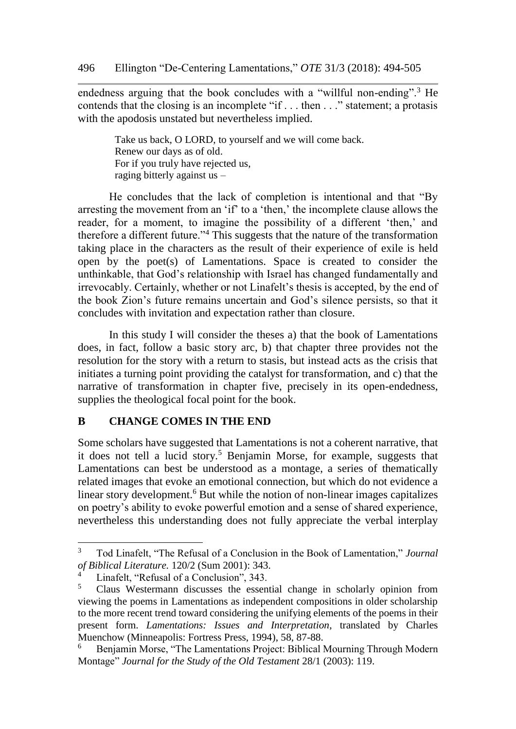endedness arguing that the book concludes with a "willful non-ending".[3] He contends that the closing is an incomplete "if . . . then . . ." statement; a protasis with the apodosis unstated but nevertheless implied.

> Take us back, O LORD, to yourself and we will come back.
> Renew our days as of old.
> For if you truly have rejected us,
> raging bitterly against us –

He concludes that the lack of completion is intentional and that "By arresting the movement from an 'if' to a 'then,' the incomplete clause allows the reader, for a moment, to imagine the possibility of a different 'then,' and therefore a different future."[4] This suggests that the nature of the transformation taking place in the characters as the result of their experience of exile is held open by the poet(s) of Lamentations. Space is created to consider the unthinkable, that God's relationship with Israel has changed fundamentally and irrevocably. Certainly, whether or not Linafelt's thesis is accepted, by the end of the book Zion's future remains uncertain and God's silence persists, so that it concludes with invitation and expectation rather than closure.

In this study I will consider the theses a) that the book of Lamentations does, in fact, follow a basic story arc, b) that chapter three provides not the resolution for the story with a return to stasis, but instead acts as the crisis that initiates a turning point providing the catalyst for transformation, and c) that the narrative of transformation in chapter five, precisely in its open-endedness, supplies the theological focal point for the book.

## B CHANGE COMES IN THE END

Some scholars have suggested that Lamentations is not a coherent narrative, that it does not tell a lucid story.[5] Benjamin Morse, for example, suggests that Lamentations can best be understood as a montage, a series of thematically related images that evoke an emotional connection, but which do not evidence a linear story development.[6] But while the notion of non-linear images capitalizes on poetry's ability to evoke powerful emotion and a sense of shared experience, nevertheless this understanding does not fully appreciate the verbal interplay

---

[3] Tod Linafelt, "The Refusal of a Conclusion in the Book of Lamentation," *Journal of Biblical Literature.* 120/2 (Sum 2001): 343.

[4] Linafelt, "Refusal of a Conclusion", 343.

[5] Claus Westermann discusses the essential change in scholarly opinion from viewing the poems in Lamentations as independent compositions in older scholarship to the more recent trend toward considering the unifying elements of the poems in their present form. *Lamentations: Issues and Interpretation*, translated by Charles Muenchow (Minneapolis: Fortress Press, 1994), 58, 87-88.

[6] Benjamin Morse, "The Lamentations Project: Biblical Mourning Through Modern Montage" *Journal for the Study of the Old Testament* 28/1 (2003): 119.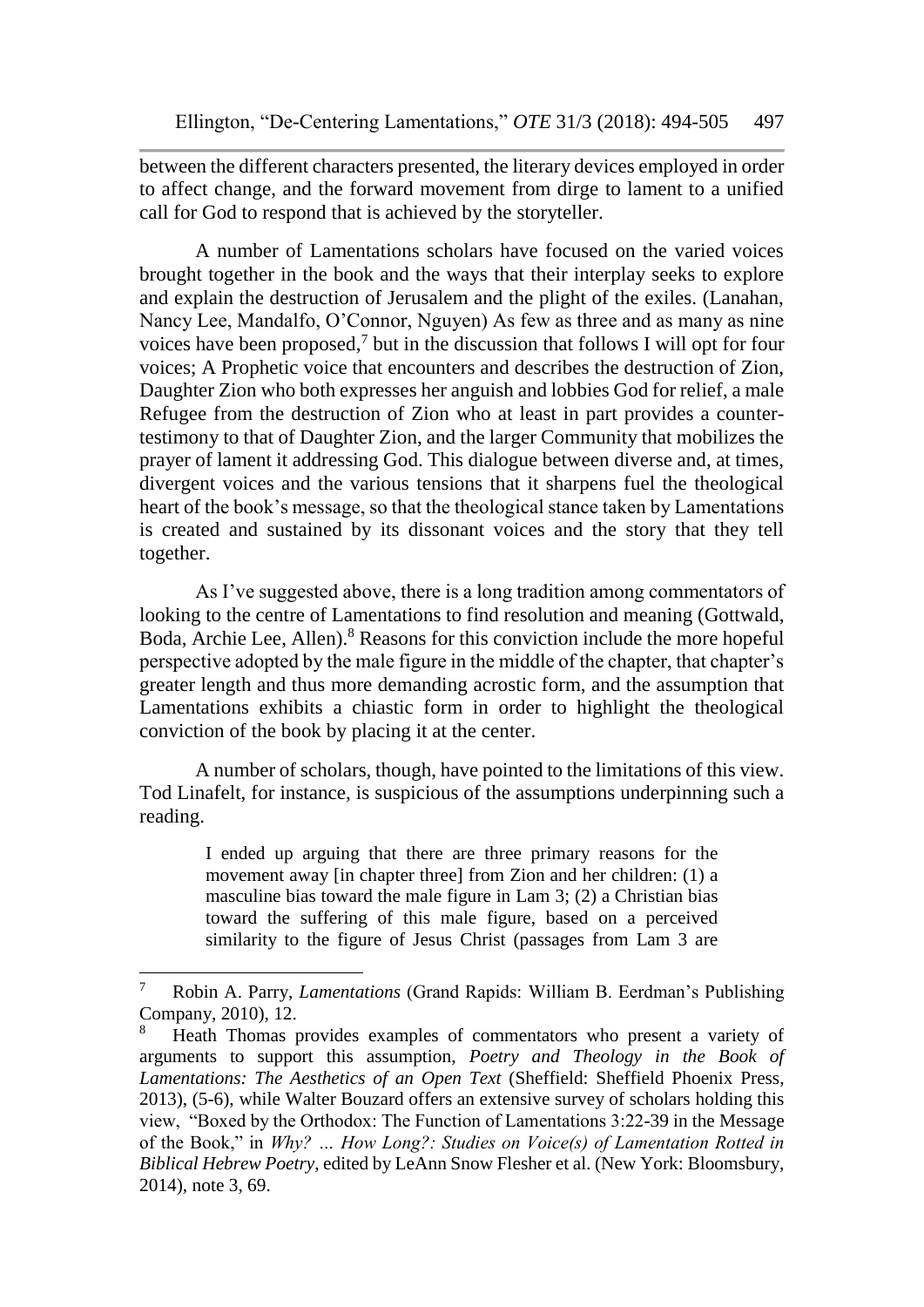between the different characters presented, the literary devices employed in order to affect change, and the forward movement from dirge to lament to a unified call for God to respond that is achieved by the storyteller.

A number of Lamentations scholars have focused on the varied voices brought together in the book and the ways that their interplay seeks to explore and explain the destruction of Jerusalem and the plight of the exiles. (Lanahan, Nancy Lee, Mandalfo, O'Connor, Nguyen) As few as three and as many as nine voices have been proposed,[7] but in the discussion that follows I will opt for four voices; A Prophetic voice that encounters and describes the destruction of Zion, Daughter Zion who both expresses her anguish and lobbies God for relief, a male Refugee from the destruction of Zion who at least in part provides a counter-testimony to that of Daughter Zion, and the larger Community that mobilizes the prayer of lament it addressing God. This dialogue between diverse and, at times, divergent voices and the various tensions that it sharpens fuel the theological heart of the book's message, so that the theological stance taken by Lamentations is created and sustained by its dissonant voices and the story that they tell together.

As I've suggested above, there is a long tradition among commentators of looking to the centre of Lamentations to find resolution and meaning (Gottwald, Boda, Archie Lee, Allen).[8] Reasons for this conviction include the more hopeful perspective adopted by the male figure in the middle of the chapter, that chapter's greater length and thus more demanding acrostic form, and the assumption that Lamentations exhibits a chiastic form in order to highlight the theological conviction of the book by placing it at the center.

A number of scholars, though, have pointed to the limitations of this view. Tod Linafelt, for instance, is suspicious of the assumptions underpinning such a reading.

> I ended up arguing that there are three primary reasons for the movement away [in chapter three] from Zion and her children: (1) a masculine bias toward the male figure in Lam 3; (2) a Christian bias toward the suffering of this male figure, based on a perceived similarity to the figure of Jesus Christ (passages from Lam 3 are

---

[7] Robin A. Parry, *Lamentations* (Grand Rapids: William B. Eerdman's Publishing Company, 2010), 12.

[8] Heath Thomas provides examples of commentators who present a variety of arguments to support this assumption, *Poetry and Theology in the Book of Lamentations: The Aesthetics of an Open Text* (Sheffield: Sheffield Phoenix Press, 2013), (5-6), while Walter Bouzard offers an extensive survey of scholars holding this view, "Boxed by the Orthodox: The Function of Lamentations 3:22-39 in the Message of the Book," in *Why? … How Long?: Studies on Voice(s) of Lamentation Rotted in Biblical Hebrew Poetry*, edited by LeAnn Snow Flesher et al. (New York: Bloomsbury, 2014), note 3, 69.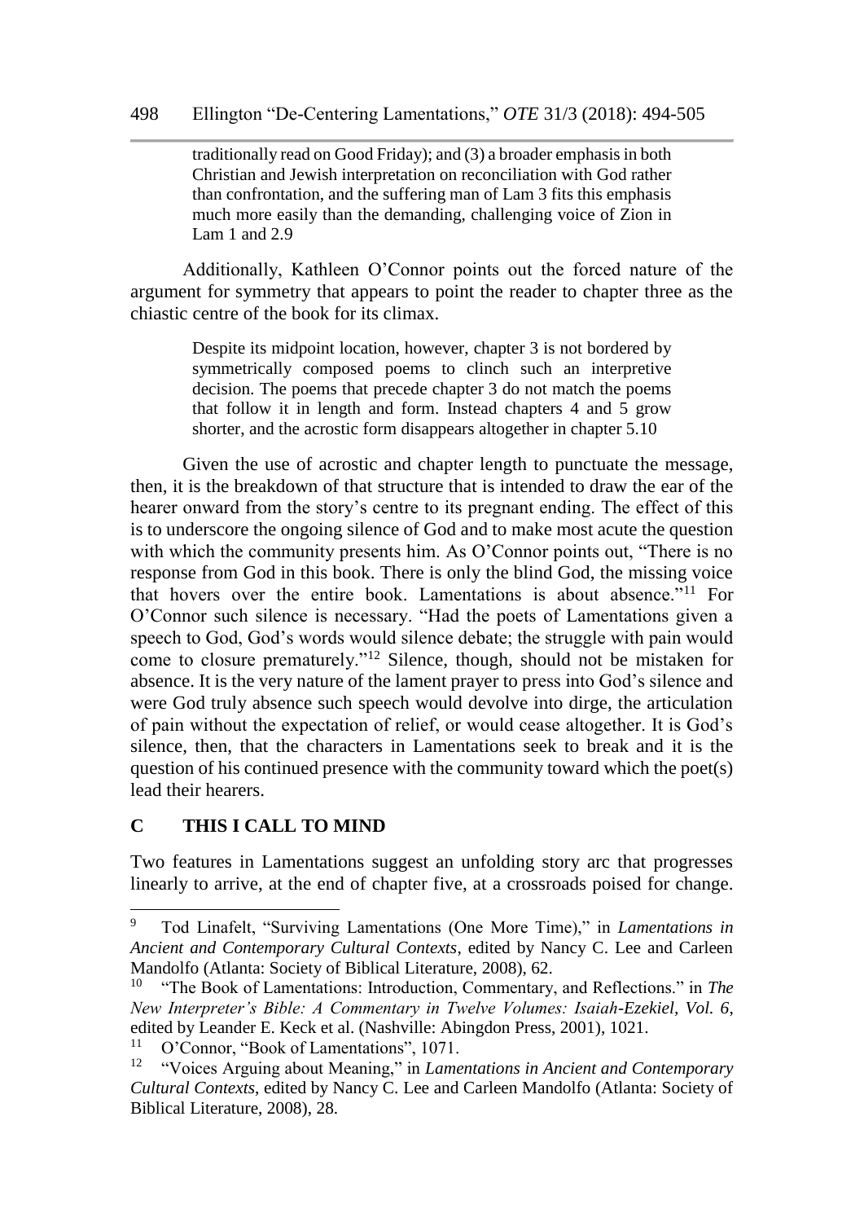> traditionally read on Good Friday); and (3) a broader emphasis in both Christian and Jewish interpretation on reconciliation with God rather than confrontation, and the suffering man of Lam 3 fits this emphasis much more easily than the demanding, challenging voice of Zion in Lam 1 and 2.[9]

Additionally, Kathleen O'Connor points out the forced nature of the argument for symmetry that appears to point the reader to chapter three as the chiastic centre of the book for its climax.

> Despite its midpoint location, however, chapter 3 is not bordered by symmetrically composed poems to clinch such an interpretive decision. The poems that precede chapter 3 do not match the poems that follow it in length and form. Instead chapters 4 and 5 grow shorter, and the acrostic form disappears altogether in chapter 5.[10]

Given the use of acrostic and chapter length to punctuate the message, then, it is the breakdown of that structure that is intended to draw the ear of the hearer onward from the story's centre to its pregnant ending. The effect of this is to underscore the ongoing silence of God and to make most acute the question with which the community presents him. As O'Connor points out, "There is no response from God in this book. There is only the blind God, the missing voice that hovers over the entire book. Lamentations is about absence."[11] For O'Connor such silence is necessary. "Had the poets of Lamentations given a speech to God, God's words would silence debate; the struggle with pain would come to closure prematurely."[12] Silence, though, should not be mistaken for absence. It is the very nature of the lament prayer to press into God's silence and were God truly absence such speech would devolve into dirge, the articulation of pain without the expectation of relief, or would cease altogether. It is God's silence, then, that the characters in Lamentations seek to break and it is the question of his continued presence with the community toward which the poet(s) lead their hearers.

## C THIS I CALL TO MIND

Two features in Lamentations suggest an unfolding story arc that progresses linearly to arrive, at the end of chapter five, at a crossroads poised for change.

---

[9] Tod Linafelt, "Surviving Lamentations (One More Time)," in *Lamentations in Ancient and Contemporary Cultural Contexts*, edited by Nancy C. Lee and Carleen Mandolfo (Atlanta: Society of Biblical Literature, 2008), 62.

[10] "The Book of Lamentations: Introduction, Commentary, and Reflections." in *The New Interpreter's Bible: A Commentary in Twelve Volumes: Isaiah-Ezekiel, Vol. 6*, edited by Leander E. Keck et al. (Nashville: Abingdon Press, 2001), 1021.

[11] O'Connor, "Book of Lamentations", 1071.

[12] "Voices Arguing about Meaning," in *Lamentations in Ancient and Contemporary Cultural Contexts*, edited by Nancy C. Lee and Carleen Mandolfo (Atlanta: Society of Biblical Literature, 2008), 28.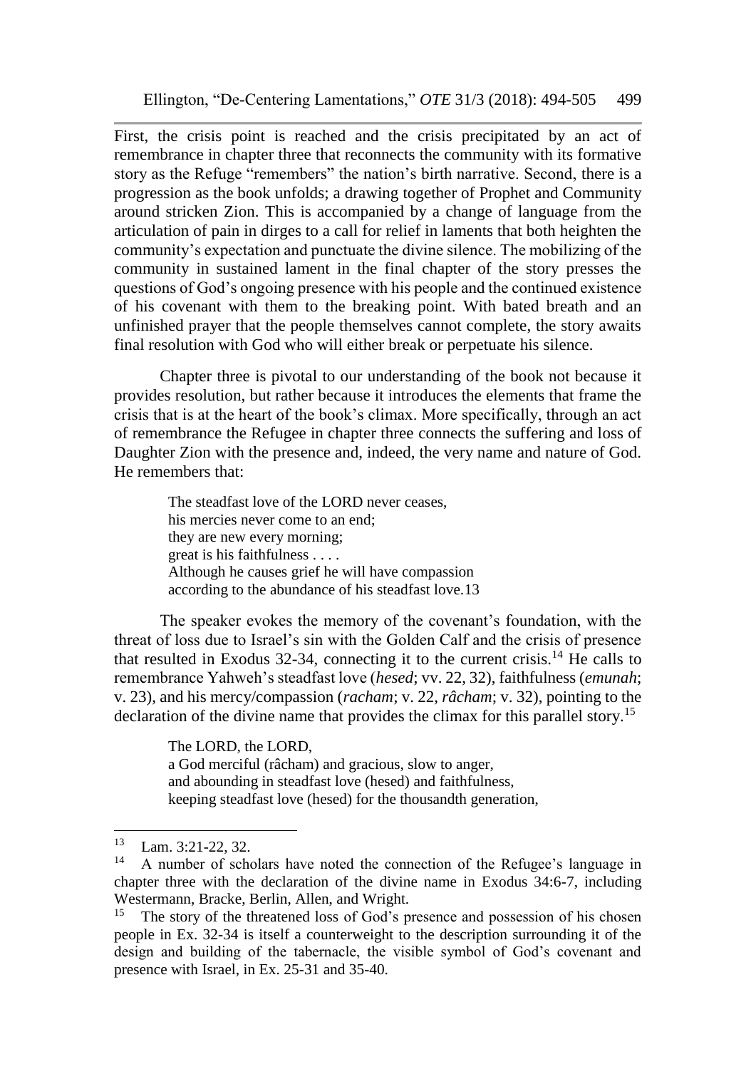First, the crisis point is reached and the crisis precipitated by an act of remembrance in chapter three that reconnects the community with its formative story as the Refuge "remembers" the nation's birth narrative. Second, there is a progression as the book unfolds; a drawing together of Prophet and Community around stricken Zion. This is accompanied by a change of language from the articulation of pain in dirges to a call for relief in laments that both heighten the community's expectation and punctuate the divine silence. The mobilizing of the community in sustained lament in the final chapter of the story presses the questions of God's ongoing presence with his people and the continued existence of his covenant with them to the breaking point. With bated breath and an unfinished prayer that the people themselves cannot complete, the story awaits final resolution with God who will either break or perpetuate his silence.

Chapter three is pivotal to our understanding of the book not because it provides resolution, but rather because it introduces the elements that frame the crisis that is at the heart of the book's climax. More specifically, through an act of remembrance the Refugee in chapter three connects the suffering and loss of Daughter Zion with the presence and, indeed, the very name and nature of God. He remembers that:

> The steadfast love of the LORD never ceases,
> his mercies never come to an end;
> they are new every morning;
> great is his faithfulness . . . .
> Although he causes grief he will have compassion
> according to the abundance of his steadfast love.13

The speaker evokes the memory of the covenant's foundation, with the threat of loss due to Israel's sin with the Golden Calf and the crisis of presence that resulted in Exodus 32-34, connecting it to the current crisis.[14] He calls to remembrance Yahweh's steadfast love (*hesed*; vv. 22, 32), faithfulness (*emunah*; v. 23), and his mercy/compassion (*racham*; v. 22, *râcham*; v. 32), pointing to the declaration of the divine name that provides the climax for this parallel story.[15]

> The LORD, the LORD,
> a God merciful (râcham) and gracious, slow to anger,
> and abounding in steadfast love (hesed) and faithfulness,
> keeping steadfast love (hesed) for the thousandth generation,

---

[13] Lam. 3:21-22, 32.

[14] A number of scholars have noted the connection of the Refugee's language in chapter three with the declaration of the divine name in Exodus 34:6-7, including Westermann, Bracke, Berlin, Allen, and Wright.

[15] The story of the threatened loss of God's presence and possession of his chosen people in Ex. 32-34 is itself a counterweight to the description surrounding it of the design and building of the tabernacle, the visible symbol of God's covenant and presence with Israel, in Ex. 25-31 and 35-40.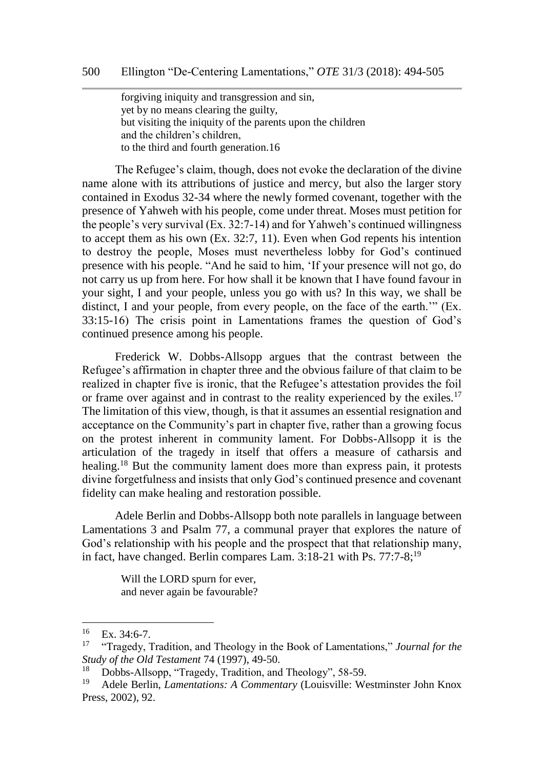forgiving iniquity and transgression and sin,
yet by no means clearing the guilty,
but visiting the iniquity of the parents upon the children
and the children's children,
to the third and fourth generation.16

The Refugee's claim, though, does not evoke the declaration of the divine name alone with its attributions of justice and mercy, but also the larger story contained in Exodus 32-34 where the newly formed covenant, together with the presence of Yahweh with his people, come under threat. Moses must petition for the people's very survival (Ex. 32:7-14) and for Yahweh's continued willingness to accept them as his own (Ex. 32:7, 11). Even when God repents his intention to destroy the people, Moses must nevertheless lobby for God's continued presence with his people. "And he said to him, 'If your presence will not go, do not carry us up from here. For how shall it be known that I have found favour in your sight, I and your people, unless you go with us? In this way, we shall be distinct, I and your people, from every people, on the face of the earth.'" (Ex. 33:15-16) The crisis point in Lamentations frames the question of God's continued presence among his people.

Frederick W. Dobbs-Allsopp argues that the contrast between the Refugee's affirmation in chapter three and the obvious failure of that claim to be realized in chapter five is ironic, that the Refugee's attestation provides the foil or frame over against and in contrast to the reality experienced by the exiles.[17] The limitation of this view, though, is that it assumes an essential resignation and acceptance on the Community's part in chapter five, rather than a growing focus on the protest inherent in community lament. For Dobbs-Allsopp it is the articulation of the tragedy in itself that offers a measure of catharsis and healing.[18] But the community lament does more than express pain, it protests divine forgetfulness and insists that only God's continued presence and covenant fidelity can make healing and restoration possible.

Adele Berlin and Dobbs-Allsopp both note parallels in language between Lamentations 3 and Psalm 77, a communal prayer that explores the nature of God's relationship with his people and the prospect that that relationship many, in fact, have changed. Berlin compares Lam. 3:18-21 with Ps. 77:7-8;[19]

Will the LORD spurn for ever,
and never again be favourable?

---

[16] Ex. 34:6-7.

[17] "Tragedy, Tradition, and Theology in the Book of Lamentations," *Journal for the Study of the Old Testament* 74 (1997), 49-50.

[18] Dobbs-Allsopp, "Tragedy, Tradition, and Theology", 58-59.

[19] Adele Berlin, *Lamentations: A Commentary* (Louisville: Westminster John Knox Press, 2002), 92.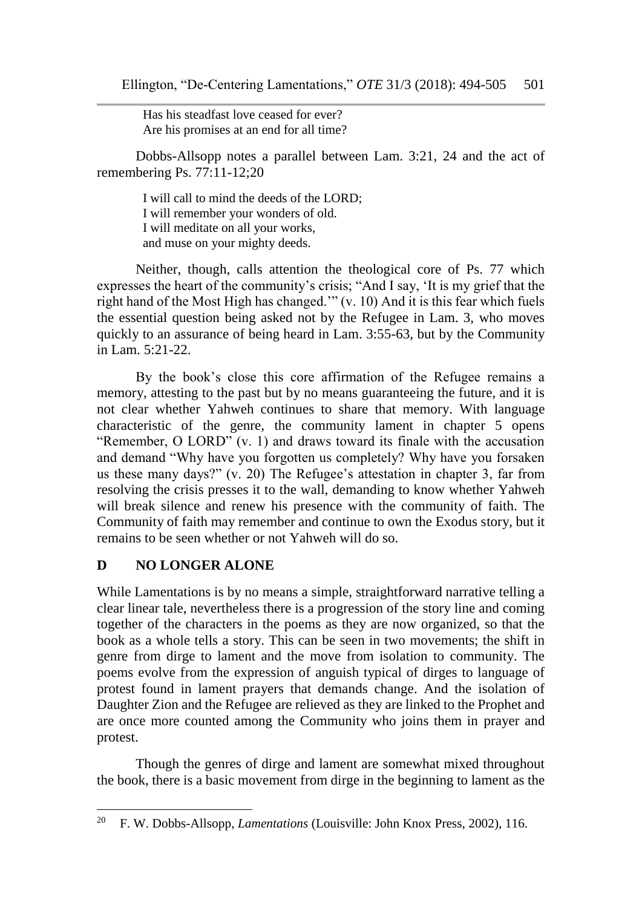Has his steadfast love ceased for ever?
Are his promises at an end for all time?

Dobbs-Allsopp notes a parallel between Lam. 3:21, 24 and the act of remembering Ps. 77:11-12;[20]

I will call to mind the deeds of the LORD;
I will remember your wonders of old.
I will meditate on all your works,
and muse on your mighty deeds.

Neither, though, calls attention the theological core of Ps. 77 which expresses the heart of the community's crisis; "And I say, 'It is my grief that the right hand of the Most High has changed.'" (v. 10) And it is this fear which fuels the essential question being asked not by the Refugee in Lam. 3, who moves quickly to an assurance of being heard in Lam. 3:55-63, but by the Community in Lam. 5:21-22.

By the book's close this core affirmation of the Refugee remains a memory, attesting to the past but by no means guaranteeing the future, and it is not clear whether Yahweh continues to share that memory. With language characteristic of the genre, the community lament in chapter 5 opens "Remember, O LORD" (v. 1) and draws toward its finale with the accusation and demand "Why have you forgotten us completely? Why have you forsaken us these many days?" (v. 20) The Refugee's attestation in chapter 3, far from resolving the crisis presses it to the wall, demanding to know whether Yahweh will break silence and renew his presence with the community of faith. The Community of faith may remember and continue to own the Exodus story, but it remains to be seen whether or not Yahweh will do so.

## D NO LONGER ALONE

While Lamentations is by no means a simple, straightforward narrative telling a clear linear tale, nevertheless there is a progression of the story line and coming together of the characters in the poems as they are now organized, so that the book as a whole tells a story. This can be seen in two movements; the shift in genre from dirge to lament and the move from isolation to community. The poems evolve from the expression of anguish typical of dirges to language of protest found in lament prayers that demands change. And the isolation of Daughter Zion and the Refugee are relieved as they are linked to the Prophet and are once more counted among the Community who joins them in prayer and protest.

Though the genres of dirge and lament are somewhat mixed throughout the book, there is a basic movement from dirge in the beginning to lament as the

---

[20] F. W. Dobbs-Allsopp, *Lamentations* (Louisville: John Knox Press, 2002), 116.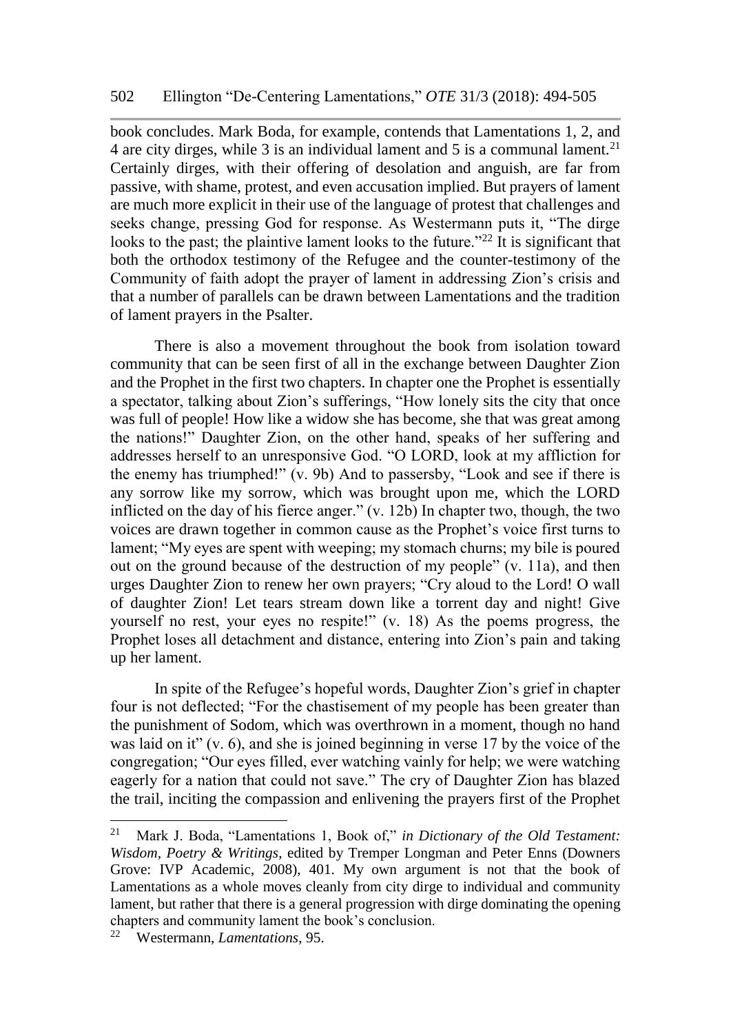book concludes. Mark Boda, for example, contends that Lamentations 1, 2, and 4 are city dirges, while 3 is an individual lament and 5 is a communal lament.[21] Certainly dirges, with their offering of desolation and anguish, are far from passive, with shame, protest, and even accusation implied. But prayers of lament are much more explicit in their use of the language of protest that challenges and seeks change, pressing God for response. As Westermann puts it, "The dirge looks to the past; the plaintive lament looks to the future."[22] It is significant that both the orthodox testimony of the Refugee and the counter-testimony of the Community of faith adopt the prayer of lament in addressing Zion's crisis and that a number of parallels can be drawn between Lamentations and the tradition of lament prayers in the Psalter.

There is also a movement throughout the book from isolation toward community that can be seen first of all in the exchange between Daughter Zion and the Prophet in the first two chapters. In chapter one the Prophet is essentially a spectator, talking about Zion's sufferings, "How lonely sits the city that once was full of people! How like a widow she has become, she that was great among the nations!" Daughter Zion, on the other hand, speaks of her suffering and addresses herself to an unresponsive God. "O LORD, look at my affliction for the enemy has triumphed!" (v. 9b) And to passersby, "Look and see if there is any sorrow like my sorrow, which was brought upon me, which the LORD inflicted on the day of his fierce anger." (v. 12b) In chapter two, though, the two voices are drawn together in common cause as the Prophet's voice first turns to lament; "My eyes are spent with weeping; my stomach churns; my bile is poured out on the ground because of the destruction of my people" (v. 11a), and then urges Daughter Zion to renew her own prayers; "Cry aloud to the Lord! O wall of daughter Zion! Let tears stream down like a torrent day and night! Give yourself no rest, your eyes no respite!" (v. 18) As the poems progress, the Prophet loses all detachment and distance, entering into Zion's pain and taking up her lament.

In spite of the Refugee's hopeful words, Daughter Zion's grief in chapter four is not deflected; "For the chastisement of my people has been greater than the punishment of Sodom, which was overthrown in a moment, though no hand was laid on it" (v. 6), and she is joined beginning in verse 17 by the voice of the congregation; "Our eyes filled, ever watching vainly for help; we were watching eagerly for a nation that could not save." The cry of Daughter Zion has blazed the trail, inciting the compassion and enlivening the prayers first of the Prophet

---

[21] Mark J. Boda, "Lamentations 1, Book of," *in Dictionary of the Old Testament: Wisdom, Poetry & Writings*, edited by Tremper Longman and Peter Enns (Downers Grove: IVP Academic, 2008), 401. My own argument is not that the book of Lamentations as a whole moves cleanly from city dirge to individual and community lament, but rather that there is a general progression with dirge dominating the opening chapters and community lament the book's conclusion.

[22] Westermann, *Lamentations,* 95.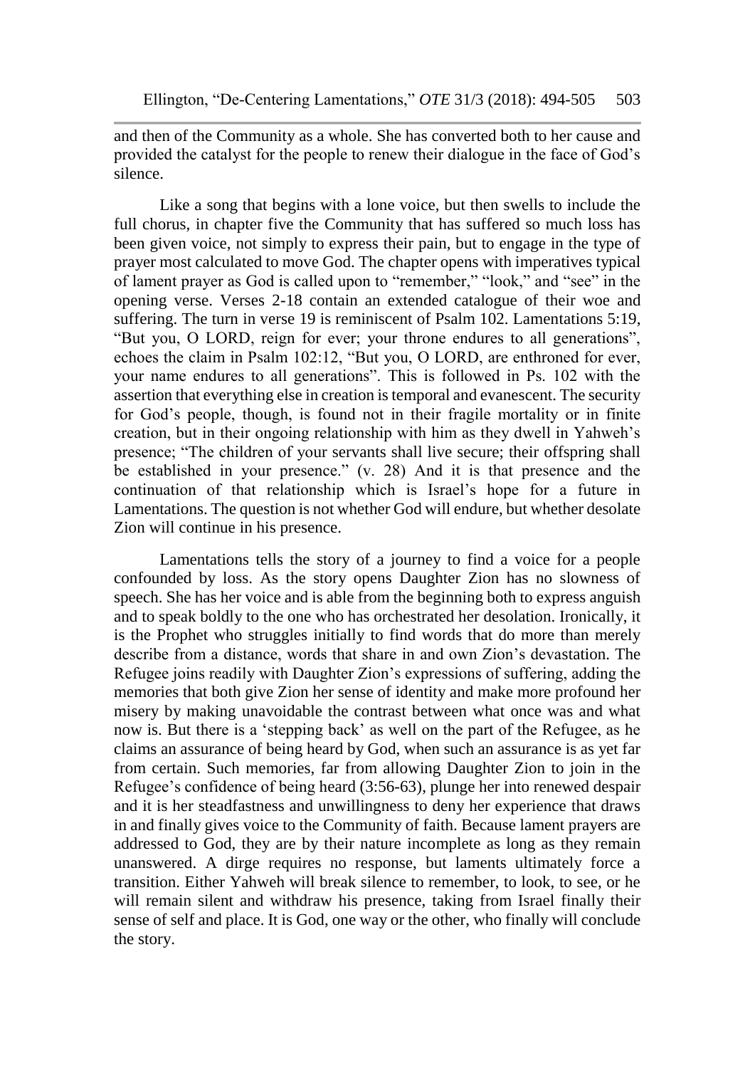and then of the Community as a whole. She has converted both to her cause and provided the catalyst for the people to renew their dialogue in the face of God's silence.

Like a song that begins with a lone voice, but then swells to include the full chorus, in chapter five the Community that has suffered so much loss has been given voice, not simply to express their pain, but to engage in the type of prayer most calculated to move God. The chapter opens with imperatives typical of lament prayer as God is called upon to "remember," "look," and "see" in the opening verse. Verses 2-18 contain an extended catalogue of their woe and suffering. The turn in verse 19 is reminiscent of Psalm 102. Lamentations 5:19, "But you, O LORD, reign for ever; your throne endures to all generations", echoes the claim in Psalm 102:12, "But you, O LORD, are enthroned for ever, your name endures to all generations". This is followed in Ps. 102 with the assertion that everything else in creation is temporal and evanescent. The security for God's people, though, is found not in their fragile mortality or in finite creation, but in their ongoing relationship with him as they dwell in Yahweh's presence; "The children of your servants shall live secure; their offspring shall be established in your presence." (v. 28) And it is that presence and the continuation of that relationship which is Israel's hope for a future in Lamentations. The question is not whether God will endure, but whether desolate Zion will continue in his presence.

Lamentations tells the story of a journey to find a voice for a people confounded by loss. As the story opens Daughter Zion has no slowness of speech. She has her voice and is able from the beginning both to express anguish and to speak boldly to the one who has orchestrated her desolation. Ironically, it is the Prophet who struggles initially to find words that do more than merely describe from a distance, words that share in and own Zion's devastation. The Refugee joins readily with Daughter Zion's expressions of suffering, adding the memories that both give Zion her sense of identity and make more profound her misery by making unavoidable the contrast between what once was and what now is. But there is a 'stepping back' as well on the part of the Refugee, as he claims an assurance of being heard by God, when such an assurance is as yet far from certain. Such memories, far from allowing Daughter Zion to join in the Refugee's confidence of being heard (3:56-63), plunge her into renewed despair and it is her steadfastness and unwillingness to deny her experience that draws in and finally gives voice to the Community of faith. Because lament prayers are addressed to God, they are by their nature incomplete as long as they remain unanswered. A dirge requires no response, but laments ultimately force a transition. Either Yahweh will break silence to remember, to look, to see, or he will remain silent and withdraw his presence, taking from Israel finally their sense of self and place. It is God, one way or the other, who finally will conclude the story.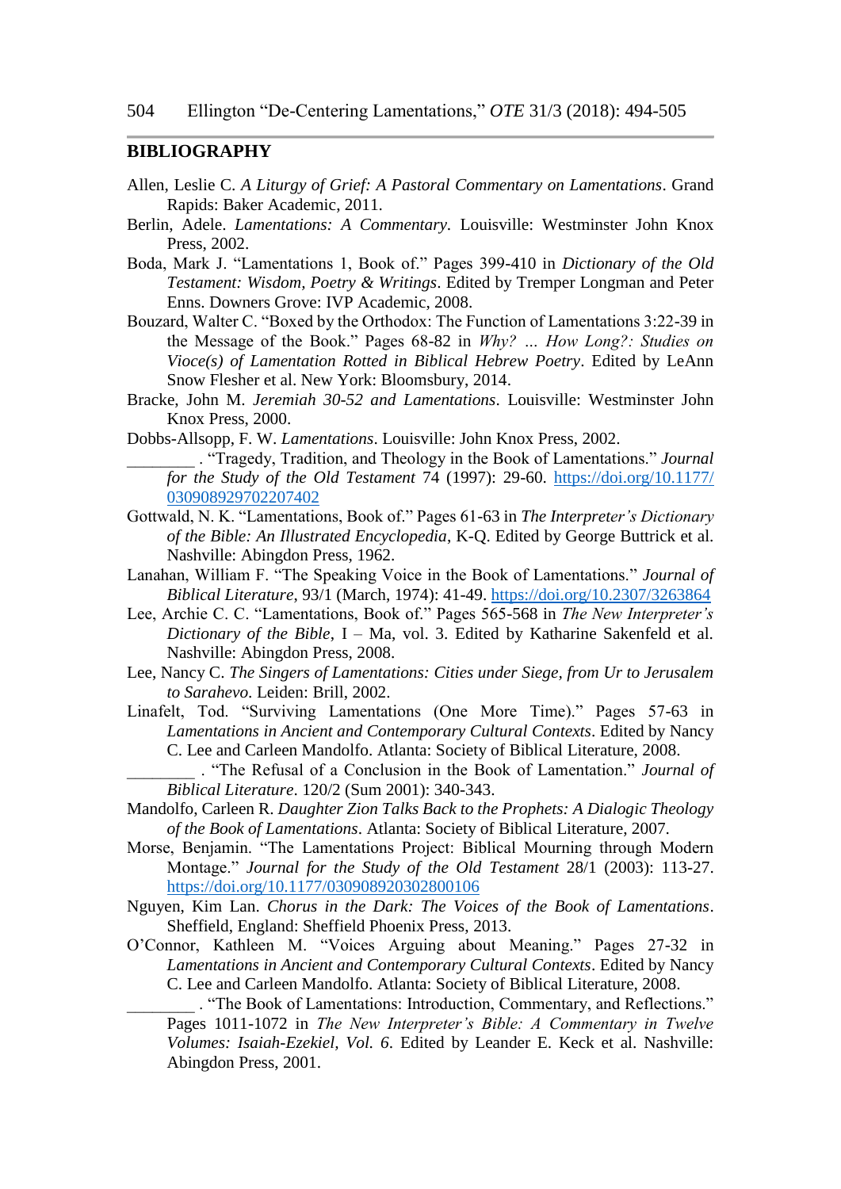## BIBLIOGRAPHY

Allen, Leslie C. *A Liturgy of Grief: A Pastoral Commentary on Lamentations*. Grand Rapids: Baker Academic, 2011.

Berlin, Adele. *Lamentations: A Commentary*. Louisville: Westminster John Knox Press, 2002.

Boda, Mark J. "Lamentations 1, Book of." Pages 399-410 in *Dictionary of the Old Testament: Wisdom, Poetry & Writings*. Edited by Tremper Longman and Peter Enns. Downers Grove: IVP Academic, 2008.

Bouzard, Walter C. "Boxed by the Orthodox: The Function of Lamentations 3:22-39 in the Message of the Book." Pages 68-82 in *Why? ... How Long?: Studies on Vioce(s) of Lamentation Rotted in Biblical Hebrew Poetry*. Edited by LeAnn Snow Flesher et al. New York: Bloomsbury, 2014.

Bracke, John M. *Jeremiah 30-52 and Lamentations*. Louisville: Westminster John Knox Press, 2000.

Dobbs-Allsopp, F. W. *Lamentations*. Louisville: John Knox Press, 2002.

________ . "Tragedy, Tradition, and Theology in the Book of Lamentations." *Journal for the Study of the Old Testament* 74 (1997): 29-60. https://doi.org/10.1177/030908929702207402

Gottwald, N. K. "Lamentations, Book of." Pages 61-63 in *The Interpreter's Dictionary of the Bible: An Illustrated Encyclopedia*, K-Q. Edited by George Buttrick et al. Nashville: Abingdon Press, 1962.

Lanahan, William F. "The Speaking Voice in the Book of Lamentations." *Journal of Biblical Literature*, 93/1 (March, 1974): 41-49. https://doi.org/10.2307/3263864

Lee, Archie C. C. "Lamentations, Book of." Pages 565-568 in *The New Interpreter's Dictionary of the Bible*, I – Ma, vol. 3. Edited by Katharine Sakenfeld et al. Nashville: Abingdon Press, 2008.

Lee, Nancy C. *The Singers of Lamentations: Cities under Siege, from Ur to Jerusalem to Sarahevo*. Leiden: Brill, 2002.

Linafelt, Tod. "Surviving Lamentations (One More Time)." Pages 57-63 in *Lamentations in Ancient and Contemporary Cultural Contexts*. Edited by Nancy C. Lee and Carleen Mandolfo. Atlanta: Society of Biblical Literature, 2008.

________ . "The Refusal of a Conclusion in the Book of Lamentation." *Journal of Biblical Literature*. 120/2 (Sum 2001): 340-343.

Mandolfo, Carleen R. *Daughter Zion Talks Back to the Prophets: A Dialogic Theology of the Book of Lamentations*. Atlanta: Society of Biblical Literature, 2007.

Morse, Benjamin. "The Lamentations Project: Biblical Mourning through Modern Montage." *Journal for the Study of the Old Testament* 28/1 (2003): 113-27. https://doi.org/10.1177/030908920302800106

Nguyen, Kim Lan. *Chorus in the Dark: The Voices of the Book of Lamentations*. Sheffield, England: Sheffield Phoenix Press, 2013.

O'Connor, Kathleen M. "Voices Arguing about Meaning." Pages 27-32 in *Lamentations in Ancient and Contemporary Cultural Contexts*. Edited by Nancy C. Lee and Carleen Mandolfo. Atlanta: Society of Biblical Literature, 2008.

________ . "The Book of Lamentations: Introduction, Commentary, and Reflections." Pages 1011-1072 in *The New Interpreter's Bible: A Commentary in Twelve Volumes: Isaiah-Ezekiel, Vol. 6*. Edited by Leander E. Keck et al. Nashville: Abingdon Press, 2001.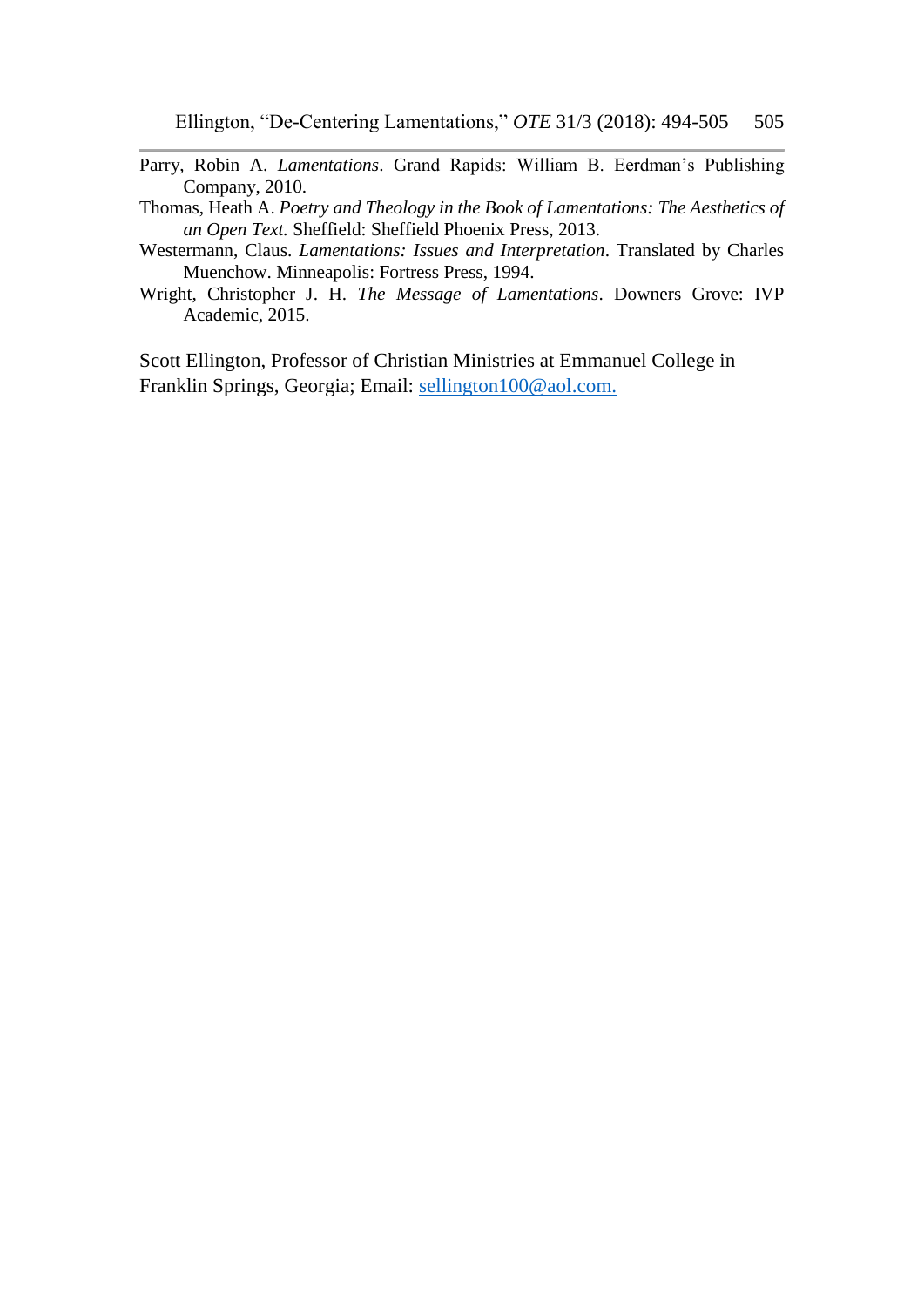Parry, Robin A. *Lamentations*. Grand Rapids: William B. Eerdman's Publishing Company, 2010.

Thomas, Heath A. *Poetry and Theology in the Book of Lamentations: The Aesthetics of an Open Text.* Sheffield: Sheffield Phoenix Press, 2013.

Westermann, Claus. *Lamentations: Issues and Interpretation*. Translated by Charles Muenchow. Minneapolis: Fortress Press, 1994.

Wright, Christopher J. H. *The Message of Lamentations*. Downers Grove: IVP Academic, 2015.

Scott Ellington, Professor of Christian Ministries at Emmanuel College in Franklin Springs, Georgia; Email: sellington100@aol.com.